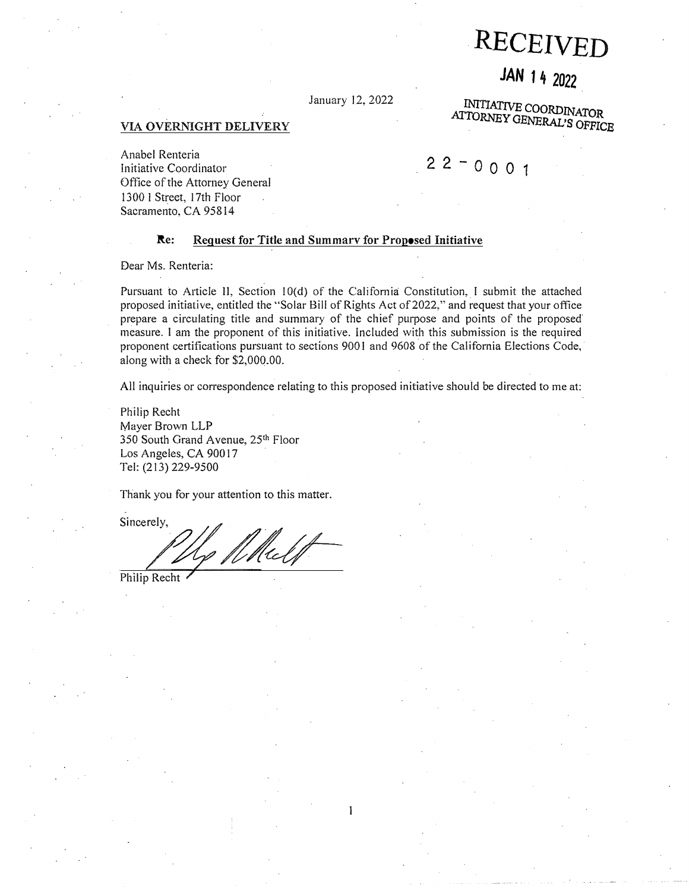# RECEIVED

**JAN 14 2022**

INITIATIVE COORDINATOR
ATTORNEY GENERAL'S OFFICE

January 12, 2022

**VIA OVERNIGHT DELIVERY**

22-0001

Anabel Renteria
Initiative Coordinator
Office of the Attorney General
1300 I Street, 17th Floor
Sacramento, CA 95814

**Re: Request for Title and Summary for Proposed Initiative**

Dear Ms. Renteria:

Pursuant to Article II, Section 10(d) of the California Constitution, I submit the attached proposed initiative, entitled the "Solar Bill of Rights Act of 2022," and request that your office prepare a circulating title and summary of the chief purpose and points of the proposed measure. I am the proponent of this initiative. Included with this submission is the required proponent certifications pursuant to sections 9001 and 9608 of the California Elections Code, along with a check for $2,000.00.

All inquiries or correspondence relating to this proposed initiative should be directed to me at:

Philip Recht
Mayer Brown LLP
350 South Grand Avenue, 25th Floor
Los Angeles, CA 90017
Tel: (213) 229-9500

Thank you for your attention to this matter.

Sincerely,

Philip Recht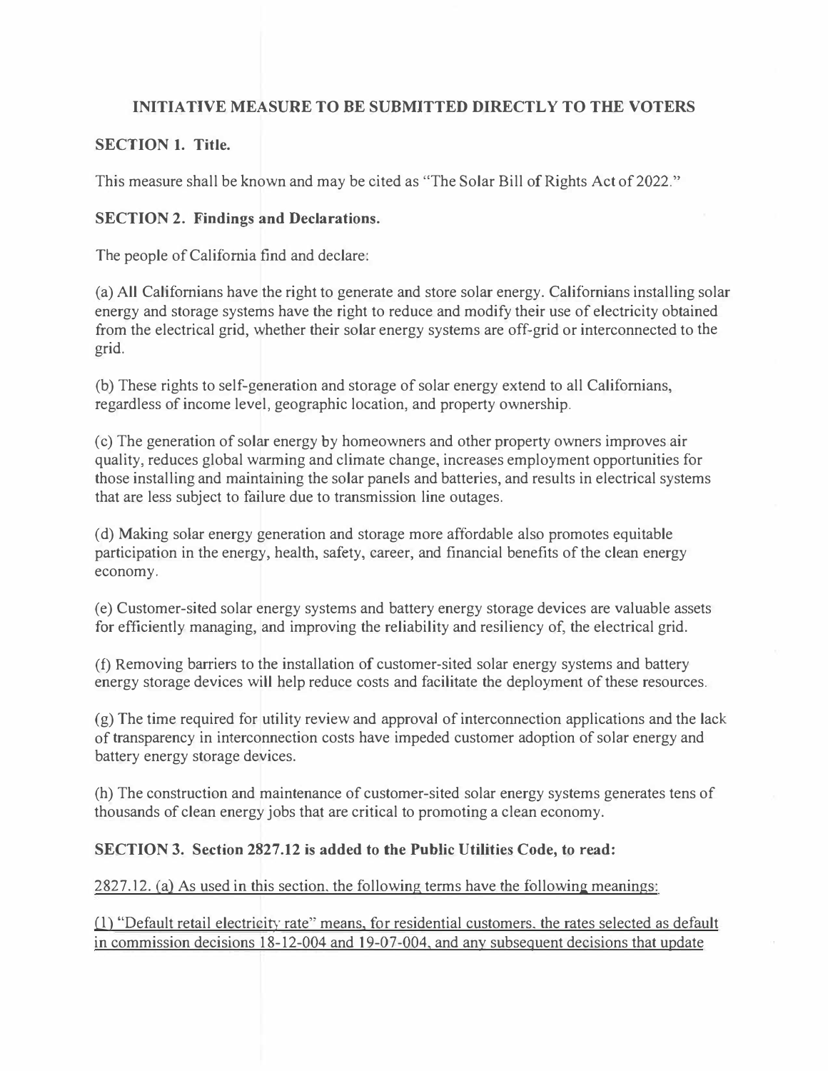**INITIATIVE MEASURE TO BE SUBMITTED DIRECTLY TO THE VOTERS**

**SECTION 1. Title.**

This measure shall be known and may be cited as "The Solar Bill of Rights Act of 2022."

**SECTION 2. Findings and Declarations.**

The people of California find and declare:

(a) All Californians have the right to generate and store solar energy. Californians installing solar energy and storage systems have the right to reduce and modify their use of electricity obtained from the electrical grid, whether their solar energy systems are off-grid or interconnected to the grid.

(b) These rights to self-generation and storage of solar energy extend to all Californians, regardless of income level, geographic location, and property ownership.

(c) The generation of solar energy by homeowners and other property owners improves air quality, reduces global warming and climate change, increases employment opportunities for those installing and maintaining the solar panels and batteries, and results in electrical systems that are less subject to failure due to transmission line outages.

(d) Making solar energy generation and storage more affordable also promotes equitable participation in the energy, health, safety, career, and financial benefits of the clean energy economy.

(e) Customer-sited solar energy systems and battery energy storage devices are valuable assets for efficiently managing, and improving the reliability and resiliency of, the electrical grid.

(f) Removing barriers to the installation of customer-sited solar energy systems and battery energy storage devices will help reduce costs and facilitate the deployment of these resources.

(g) The time required for utility review and approval of interconnection applications and the lack of transparency in interconnection costs have impeded customer adoption of solar energy and battery energy storage devices.

(h) The construction and maintenance of customer-sited solar energy systems generates tens of thousands of clean energy jobs that are critical to promoting a clean economy.

**SECTION 3. Section 2827.12 is added to the Public Utilities Code, to read:**

2827.12. (a) As used in this section, the following terms have the following meanings:

(1) "Default retail electricity rate" means, for residential customers, the rates selected as default in commission decisions 18-12-004 and 19-07-004, and any subsequent decisions that update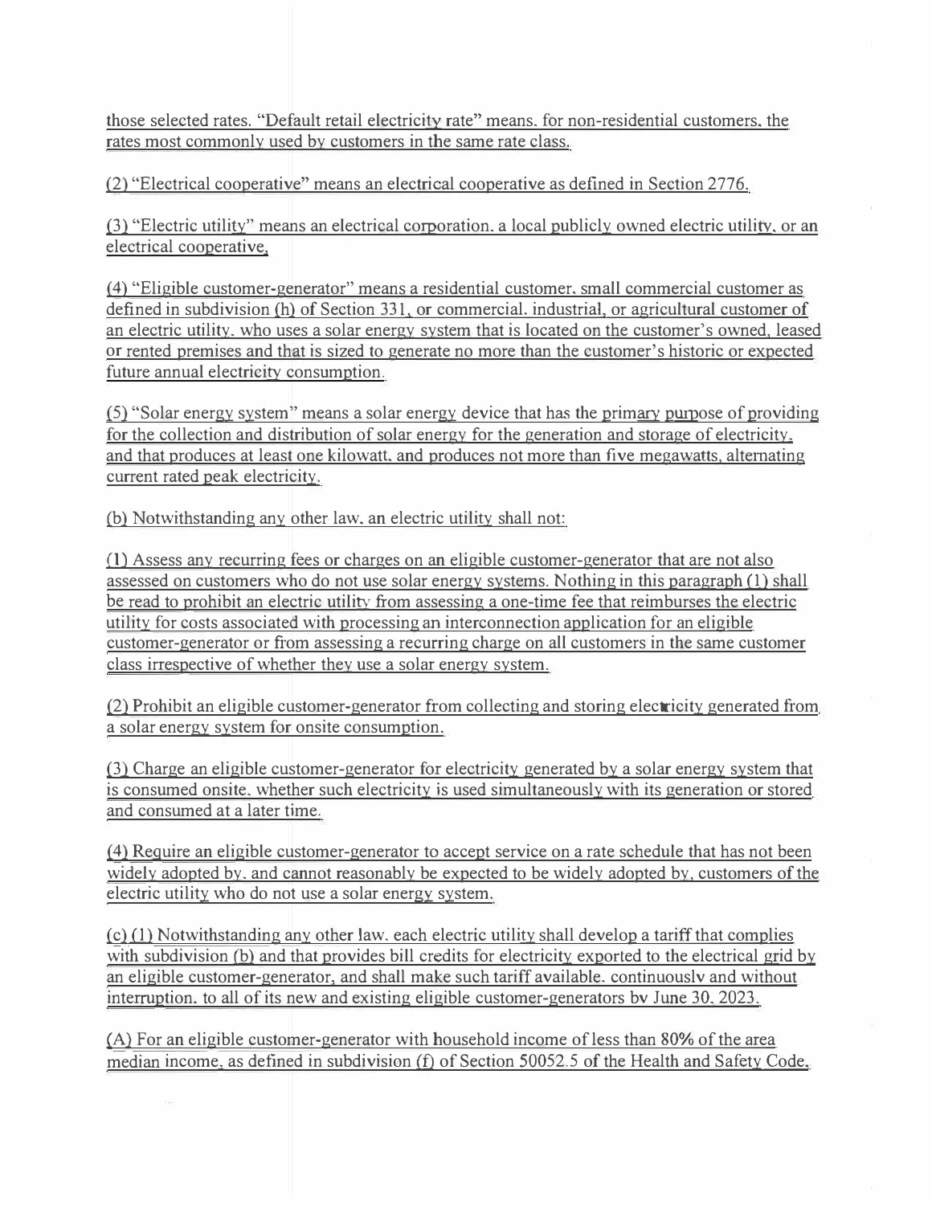those selected rates. "Default retail electricity rate" means, for non-residential customers, the rates most commonly used by customers in the same rate class.

(2) "Electrical cooperative" means an electrical cooperative as defined in Section 2776.

(3) "Electric utility" means an electrical corporation, a local publicly owned electric utility, or an electrical cooperative.

(4) "Eligible customer-generator" means a residential customer, small commercial customer as defined in subdivision (h) of Section 331, or commercial, industrial, or agricultural customer of an electric utility, who uses a solar energy system that is located on the customer's owned, leased or rented premises and that is sized to generate no more than the customer's historic or expected future annual electricity consumption.

(5) "Solar energy system" means a solar energy device that has the primary purpose of providing for the collection and distribution of solar energy for the generation and storage of electricity, and that produces at least one kilowatt, and produces not more than five megawatts, alternating current rated peak electricity.

(b) Notwithstanding any other law, an electric utility shall not:

(1) Assess any recurring fees or charges on an eligible customer-generator that are not also assessed on customers who do not use solar energy systems. Nothing in this paragraph (1) shall be read to prohibit an electric utility from assessing a one-time fee that reimburses the electric utility for costs associated with processing an interconnection application for an eligible customer-generator or from assessing a recurring charge on all customers in the same customer class irrespective of whether they use a solar energy system.

(2) Prohibit an eligible customer-generator from collecting and storing electricity generated from a solar energy system for onsite consumption.

(3) Charge an eligible customer-generator for electricity generated by a solar energy system that is consumed onsite, whether such electricity is used simultaneously with its generation or stored and consumed at a later time.

(4) Require an eligible customer-generator to accept service on a rate schedule that has not been widely adopted by, and cannot reasonably be expected to be widely adopted by, customers of the electric utility who do not use a solar energy system.

(c) (1) Notwithstanding any other law, each electric utility shall develop a tariff that complies with subdivision (b) and that provides bill credits for electricity exported to the electrical grid by an eligible customer-generator, and shall make such tariff available, continuously and without interruption, to all of its new and existing eligible customer-generators by June 30, 2023.

(A) For an eligible customer-generator with household income of less than 80% of the area median income, as defined in subdivision (f) of Section 50052.5 of the Health and Safety Code,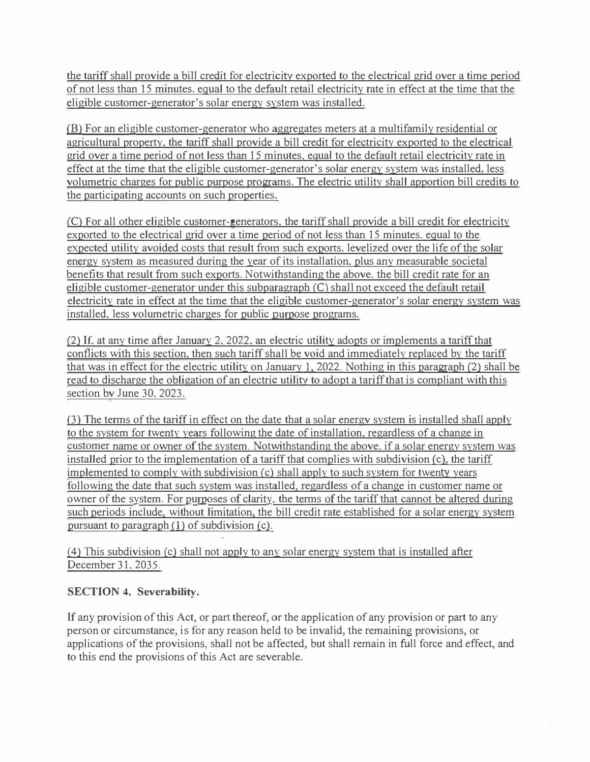the tariff shall provide a bill credit for electricity exported to the electrical grid over a time period of not less than 15 minutes, equal to the default retail electricity rate in effect at the time that the eligible customer-generator's solar energy system was installed.

(B) For an eligible customer-generator who aggregates meters at a multifamily residential or agricultural property, the tariff shall provide a bill credit for electricity exported to the electrical grid over a time period of not less than 15 minutes, equal to the default retail electricity rate in effect at the time that the eligible customer-generator's solar energy system was installed, less volumetric charges for public purpose programs. The electric utility shall apportion bill credits to the participating accounts on such properties.

(C) For all other eligible customer-generators, the tariff shall provide a bill credit for electricity exported to the electrical grid over a time period of not less than 15 minutes, equal to the expected utility avoided costs that result from such exports, levelized over the life of the solar energy system as measured during the year of its installation, plus any measurable societal benefits that result from such exports. Notwithstanding the above, the bill credit rate for an eligible customer-generator under this subparagraph (C) shall not exceed the default retail electricity rate in effect at the time that the eligible customer-generator's solar energy system was installed, less volumetric charges for public purpose programs.

(2) If, at any time after January 2, 2022, an electric utility adopts or implements a tariff that conflicts with this section, then such tariff shall be void and immediately replaced by the tariff that was in effect for the electric utility on January 1, 2022. Nothing in this paragraph (2) shall be read to discharge the obligation of an electric utility to adopt a tariff that is compliant with this section by June 30, 2023.

(3) The terms of the tariff in effect on the date that a solar energy system is installed shall apply to the system for twenty years following the date of installation, regardless of a change in customer name or owner of the system. Notwithstanding the above, if a solar energy system was installed prior to the implementation of a tariff that complies with subdivision (c), the tariff implemented to comply with subdivision (c) shall apply to such system for twenty years following the date that such system was installed, regardless of a change in customer name or owner of the system. For purposes of clarity, the terms of the tariff that cannot be altered during such periods include, without limitation, the bill credit rate established for a solar energy system pursuant to paragraph (1) of subdivision (c).

(4) This subdivision (c) shall not apply to any solar energy system that is installed after December 31, 2035.

**SECTION 4. Severability.**

If any provision of this Act, or part thereof, or the application of any provision or part to any person or circumstance, is for any reason held to be invalid, the remaining provisions, or applications of the provisions, shall not be affected, but shall remain in full force and effect, and to this end the provisions of this Act are severable.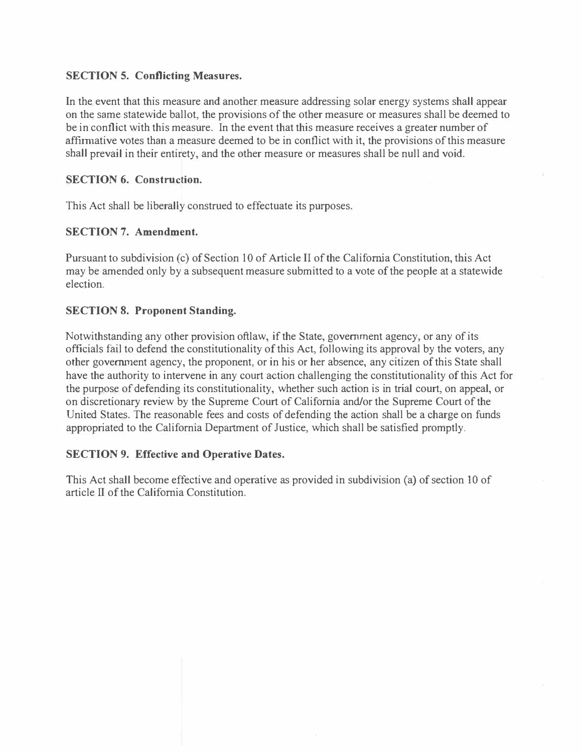**SECTION 5. Conflicting Measures.**

In the event that this measure and another measure addressing solar energy systems shall appear on the same statewide ballot, the provisions of the other measure or measures shall be deemed to be in conflict with this measure. In the event that this measure receives a greater number of affirmative votes than a measure deemed to be in conflict with it, the provisions of this measure shall prevail in their entirety, and the other measure or measures shall be null and void.

**SECTION 6. Construction.**

This Act shall be liberally construed to effectuate its purposes.

**SECTION 7. Amendment.**

Pursuant to subdivision (c) of Section 10 of Article II of the California Constitution, this Act may be amended only by a subsequent measure submitted to a vote of the people at a statewide election.

**SECTION 8. Proponent Standing.**

Notwithstanding any other provision oftlaw, if the State, government agency, or any of its officials fail to defend the constitutionality of this Act, following its approval by the voters, any other government agency, the proponent, or in his or her absence, any citizen of this State shall have the authority to intervene in any court action challenging the constitutionality of this Act for the purpose of defending its constitutionality, whether such action is in trial court, on appeal, or on discretionary review by the Supreme Court of California and/or the Supreme Court of the United States. The reasonable fees and costs of defending the action shall be a charge on funds appropriated to the California Department of Justice, which shall be satisfied promptly.

**SECTION 9. Effective and Operative Dates.**

This Act shall become effective and operative as provided in subdivision (a) of section 10 of article II of the California Constitution.